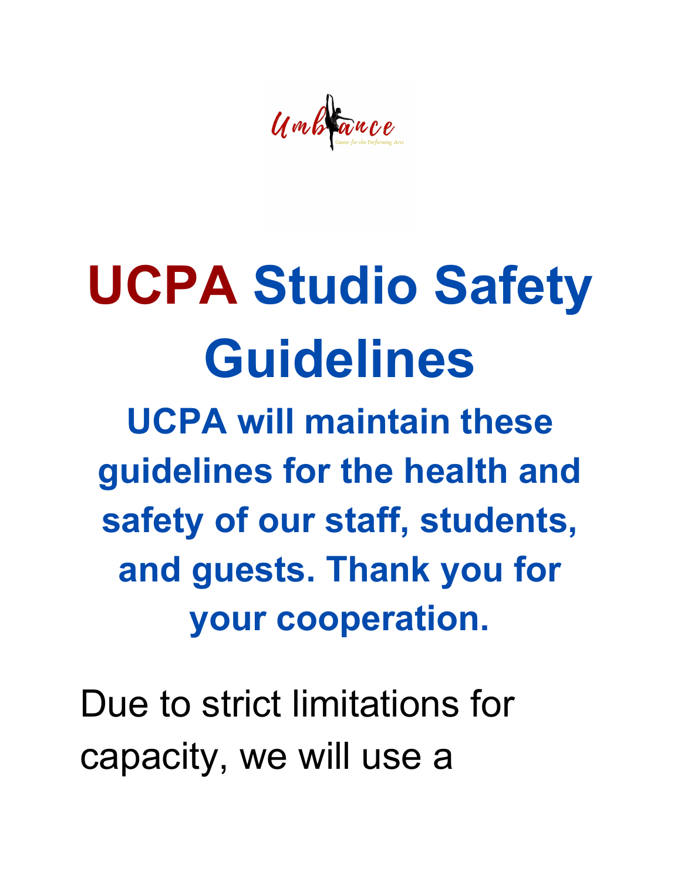# UCPA Studio Safety Guidelines

## UCPA will maintain these guidelines for the health and safety of our staff, students, and guests. Thank you for your cooperation.

Due to strict limitations for capacity, we will use a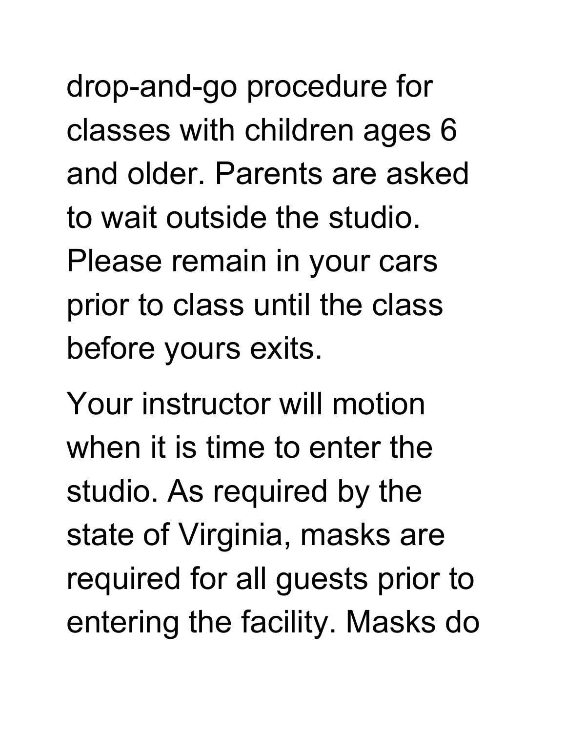drop-and-go procedure for classes with children ages 6 and older. Parents are asked to wait outside the studio. Please remain in your cars prior to class until the class before yours exits.

Your instructor will motion when it is time to enter the studio. As required by the state of Virginia, masks are required for all guests prior to entering the facility. Masks do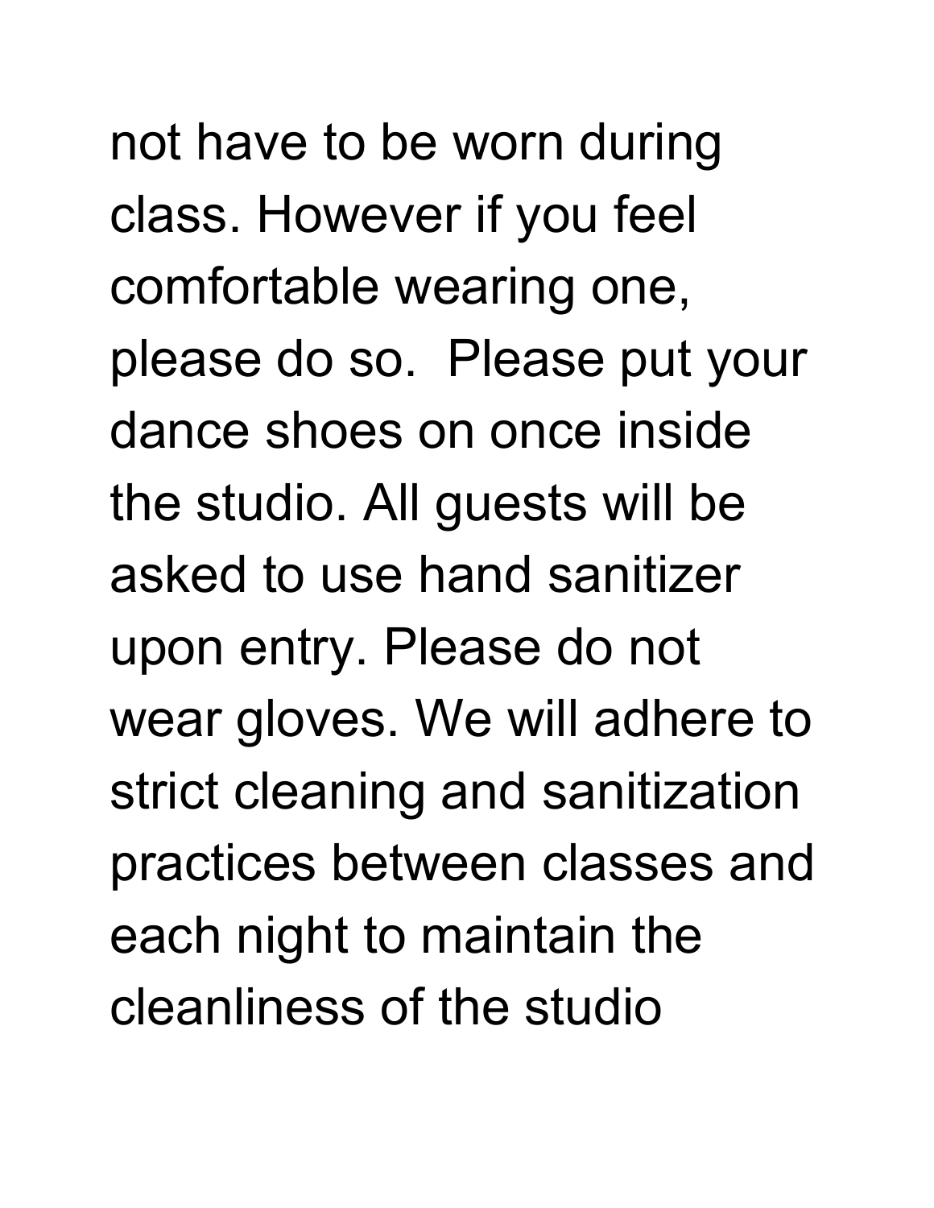not have to be worn during class. However if you feel comfortable wearing one, please do so.  Please put your dance shoes on once inside the studio. All guests will be asked to use hand sanitizer upon entry. Please do not wear gloves. We will adhere to strict cleaning and sanitization practices between classes and each night to maintain the cleanliness of the studio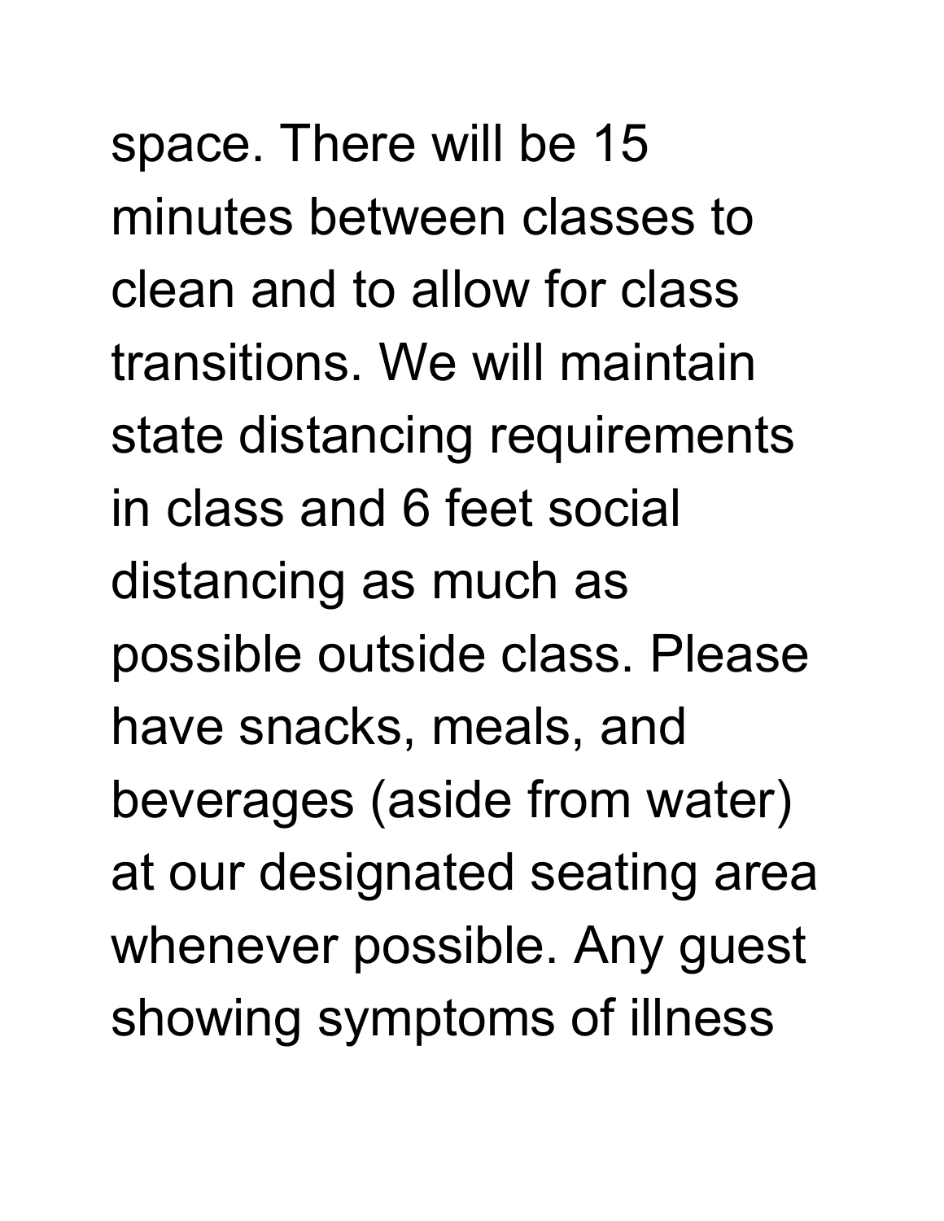space. There will be 15 minutes between classes to clean and to allow for class transitions. We will maintain state distancing requirements in class and 6 feet social distancing as much as possible outside class. Please have snacks, meals, and beverages (aside from water) at our designated seating area whenever possible. Any guest showing symptoms of illness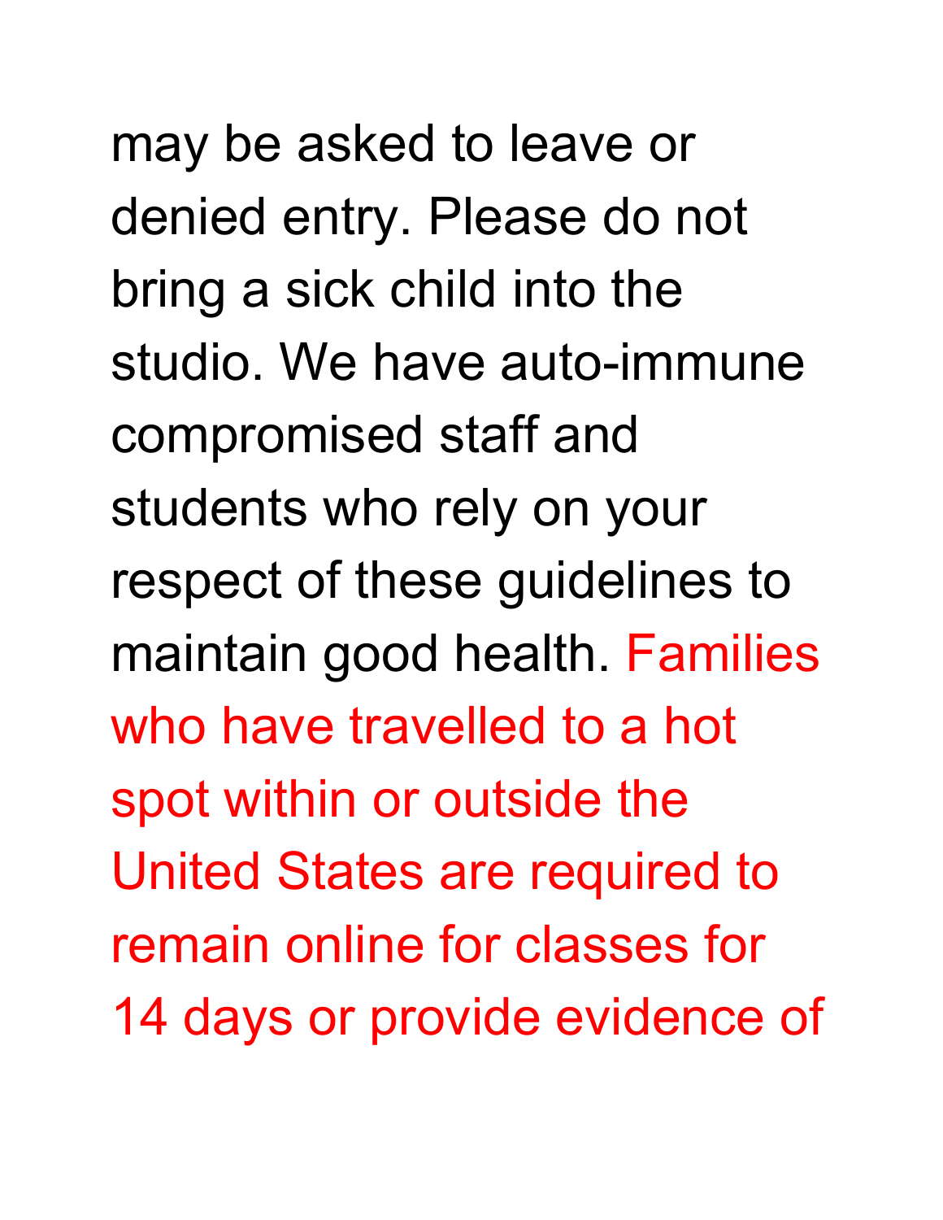may be asked to leave or denied entry. Please do not bring a sick child into the studio. We have auto-immune compromised staff and students who rely on your respect of these guidelines to maintain good health. Families who have travelled to a hot spot within or outside the United States are required to remain online for classes for 14 days or provide evidence of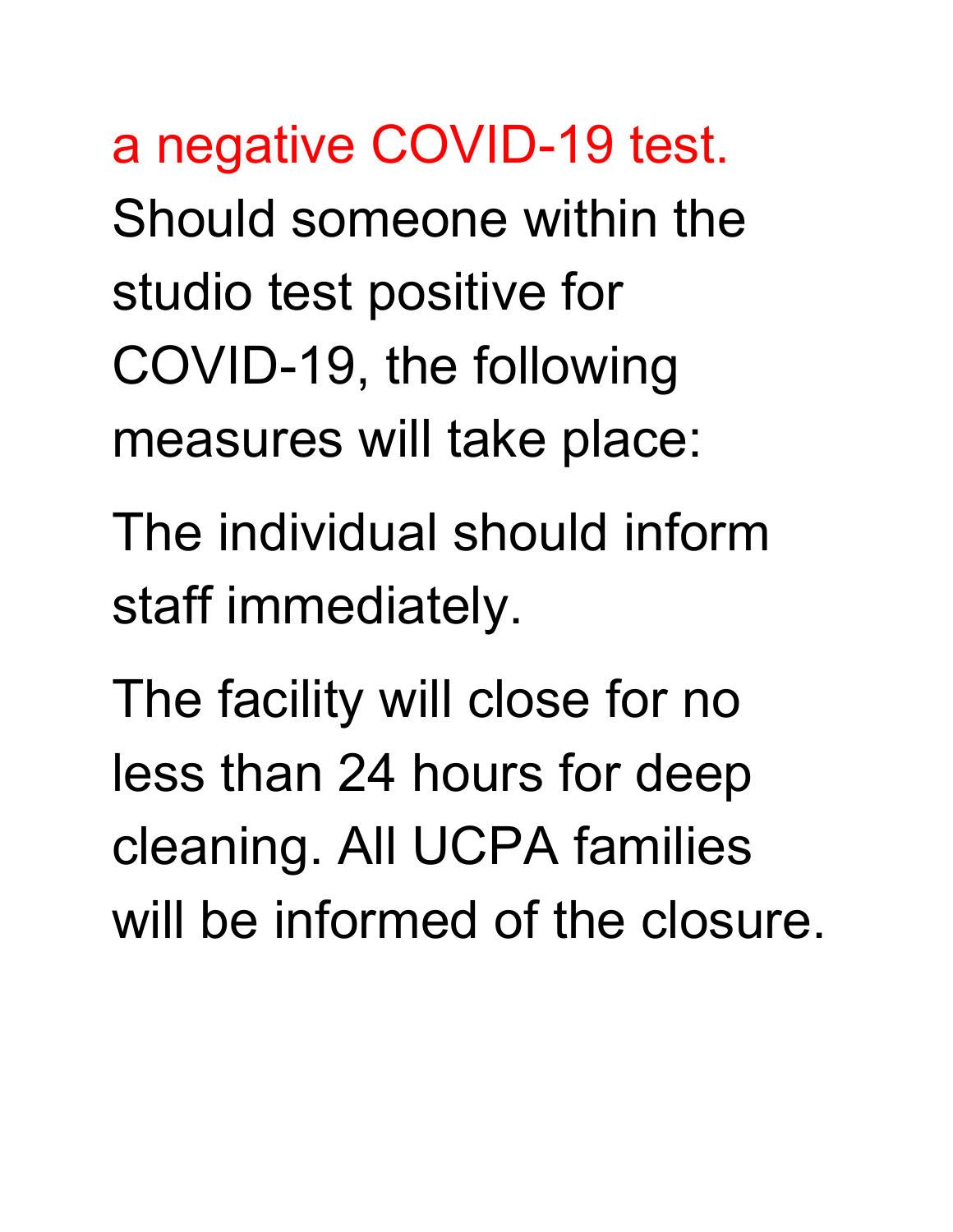a negative COVID-19 test. Should someone within the studio test positive for COVID-19, the following measures will take place:

The individual should inform staff immediately.

The facility will close for no less than 24 hours for deep cleaning. All UCPA families will be informed of the closure.